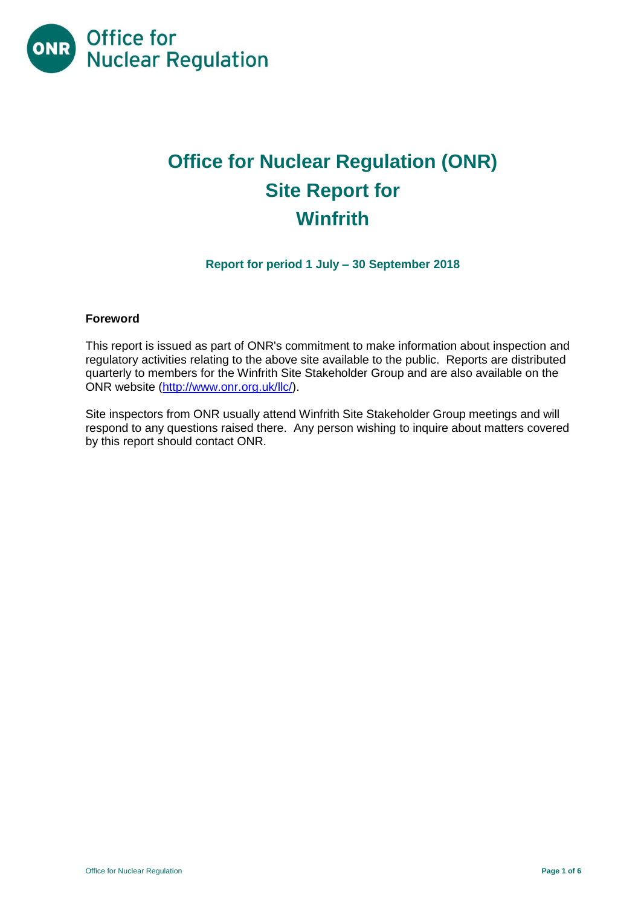Office for Nuclear Regulation

# Office for Nuclear Regulation (ONR) Site Report for Winfrith

**Report for period 1 July – 30 September 2018**

**Foreword**

This report is issued as part of ONR's commitment to make information about inspection and regulatory activities relating to the above site available to the public. Reports are distributed quarterly to members for the Winfrith Site Stakeholder Group and are also available on the ONR website (http://www.onr.org.uk/llc/).

Site inspectors from ONR usually attend Winfrith Site Stakeholder Group meetings and will respond to any questions raised there. Any person wishing to inquire about matters covered by this report should contact ONR.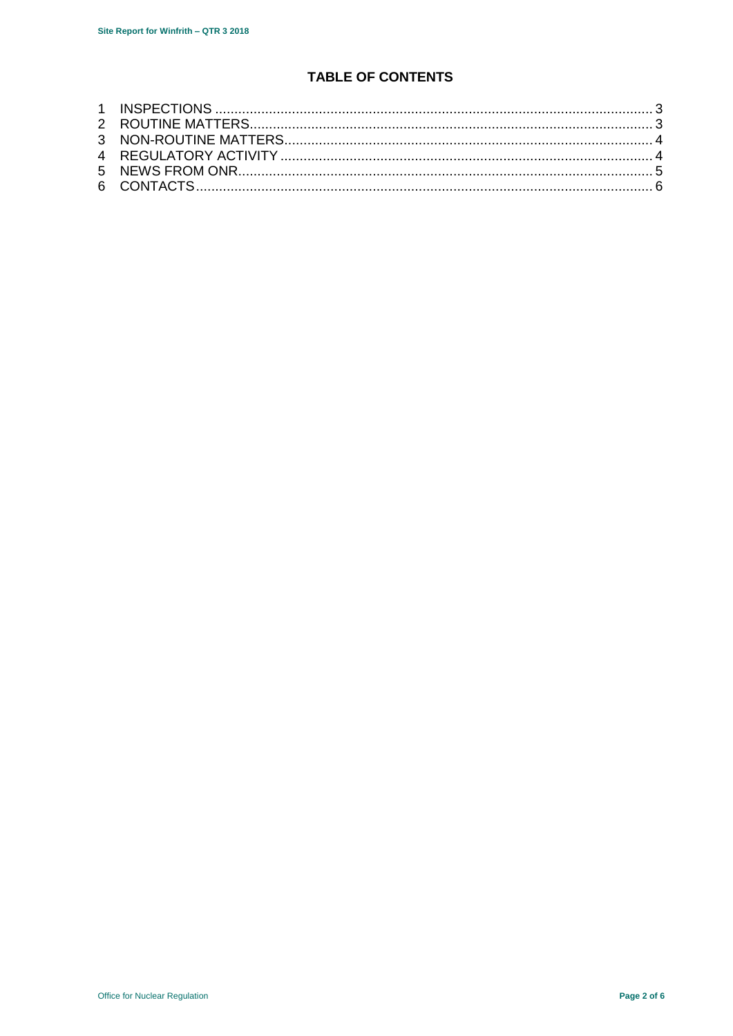## TABLE OF CONTENTS

1 INSPECTIONS ................................................................................................................ 3
2 ROUTINE MATTERS....................................................................................................... 3
3 NON-ROUTINE MATTERS.............................................................................................. 4
4 REGULATORY ACTIVITY ............................................................................................... 4
5 NEWS FROM ONR.......................................................................................................... 5
6 CONTACTS...................................................................................................................... 6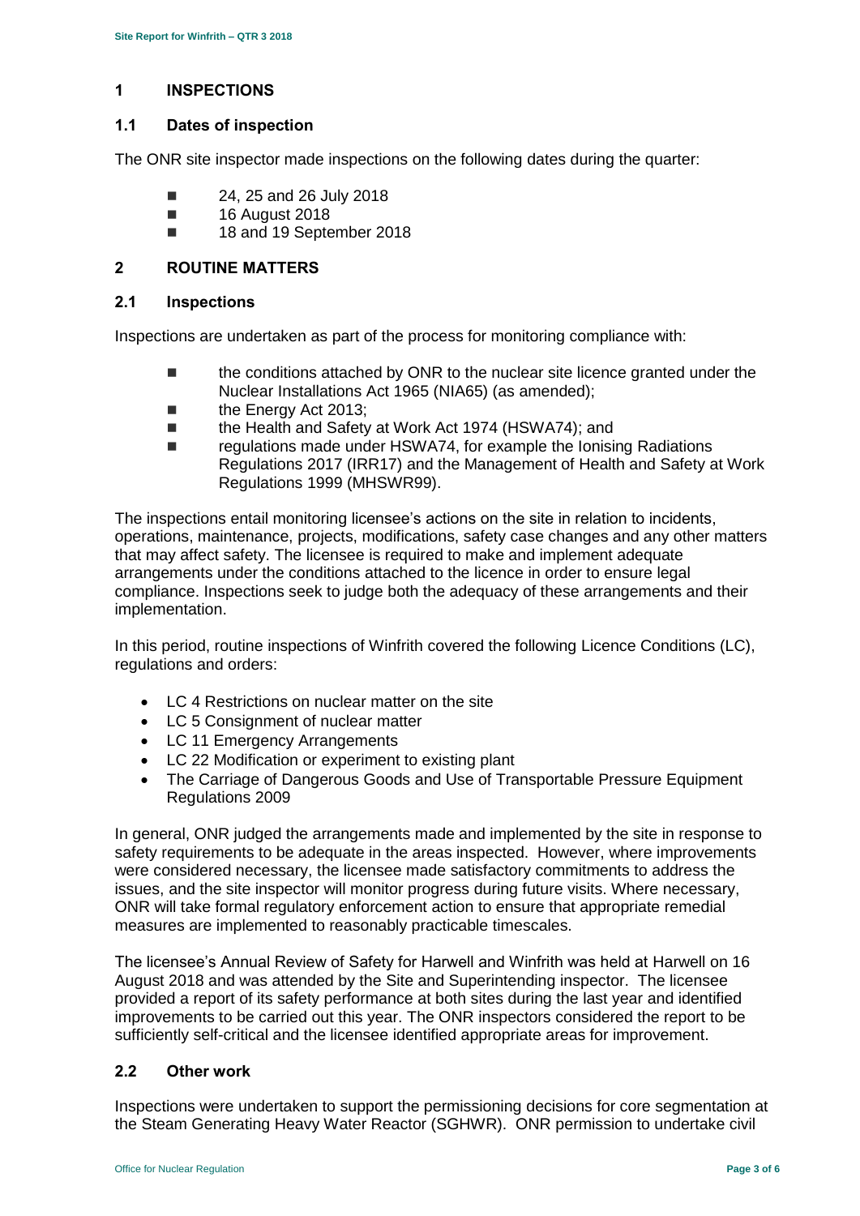# 1 INSPECTIONS

## 1.1 Dates of inspection

The ONR site inspector made inspections on the following dates during the quarter:

- 24, 25 and 26 July 2018
- 16 August 2018
- 18 and 19 September 2018

# 2 ROUTINE MATTERS

## 2.1 Inspections

Inspections are undertaken as part of the process for monitoring compliance with:

- the conditions attached by ONR to the nuclear site licence granted under the Nuclear Installations Act 1965 (NIA65) (as amended);
- the Energy Act 2013;
- the Health and Safety at Work Act 1974 (HSWA74); and
- regulations made under HSWA74, for example the Ionising Radiations Regulations 2017 (IRR17) and the Management of Health and Safety at Work Regulations 1999 (MHSWR99).

The inspections entail monitoring licensee's actions on the site in relation to incidents, operations, maintenance, projects, modifications, safety case changes and any other matters that may affect safety. The licensee is required to make and implement adequate arrangements under the conditions attached to the licence in order to ensure legal compliance. Inspections seek to judge both the adequacy of these arrangements and their implementation.

In this period, routine inspections of Winfrith covered the following Licence Conditions (LC), regulations and orders:

- LC 4 Restrictions on nuclear matter on the site
- LC 5 Consignment of nuclear matter
- LC 11 Emergency Arrangements
- LC 22 Modification or experiment to existing plant
- The Carriage of Dangerous Goods and Use of Transportable Pressure Equipment Regulations 2009

In general, ONR judged the arrangements made and implemented by the site in response to safety requirements to be adequate in the areas inspected. However, where improvements were considered necessary, the licensee made satisfactory commitments to address the issues, and the site inspector will monitor progress during future visits. Where necessary, ONR will take formal regulatory enforcement action to ensure that appropriate remedial measures are implemented to reasonably practicable timescales.

The licensee's Annual Review of Safety for Harwell and Winfrith was held at Harwell on 16 August 2018 and was attended by the Site and Superintending inspector. The licensee provided a report of its safety performance at both sites during the last year and identified improvements to be carried out this year. The ONR inspectors considered the report to be sufficiently self-critical and the licensee identified appropriate areas for improvement.

## 2.2 Other work

Inspections were undertaken to support the permissioning decisions for core segmentation at the Steam Generating Heavy Water Reactor (SGHWR). ONR permission to undertake civil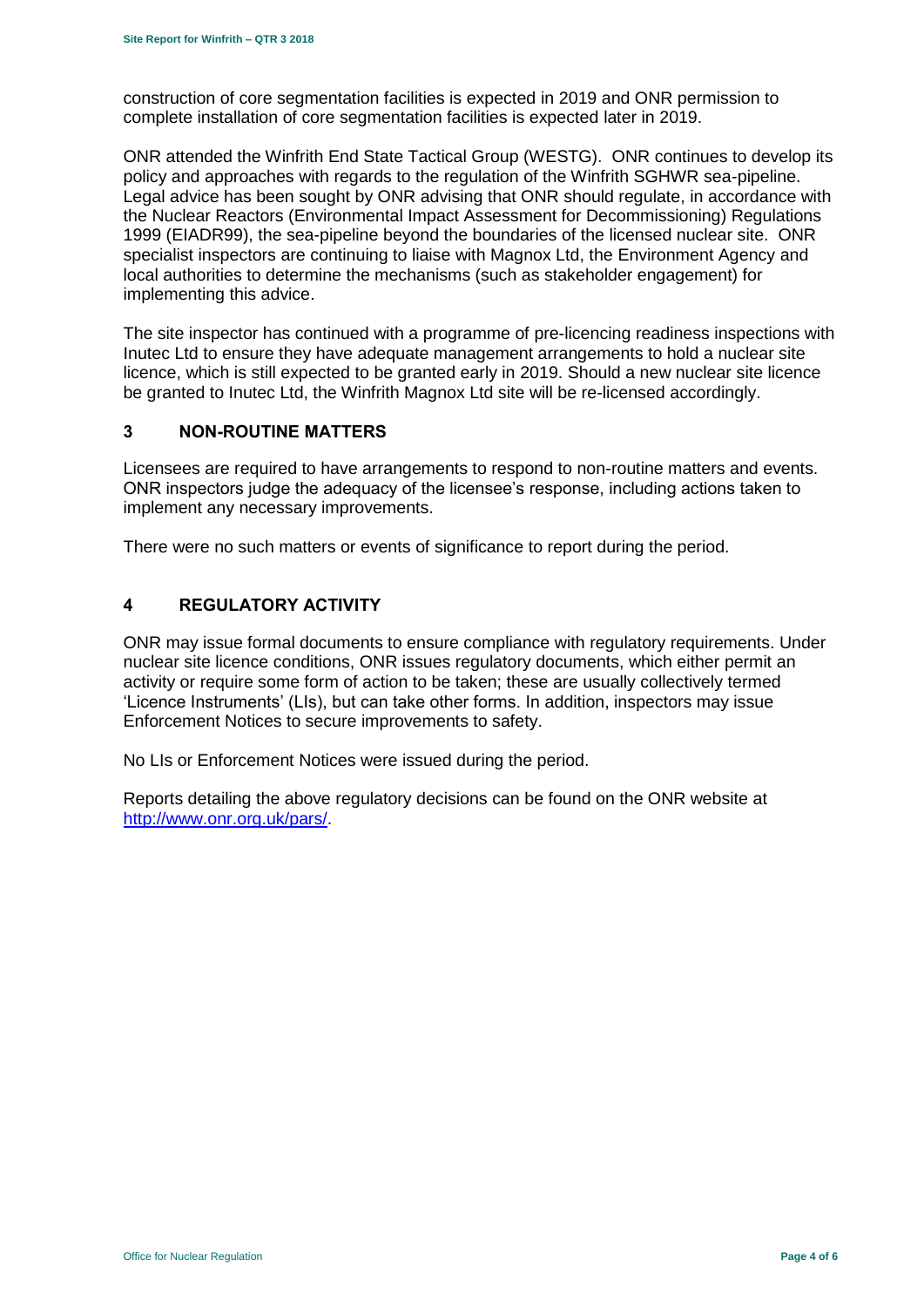construction of core segmentation facilities is expected in 2019 and ONR permission to complete installation of core segmentation facilities is expected later in 2019.

ONR attended the Winfrith End State Tactical Group (WESTG). ONR continues to develop its policy and approaches with regards to the regulation of the Winfrith SGHWR sea-pipeline. Legal advice has been sought by ONR advising that ONR should regulate, in accordance with the Nuclear Reactors (Environmental Impact Assessment for Decommissioning) Regulations 1999 (EIADR99), the sea-pipeline beyond the boundaries of the licensed nuclear site. ONR specialist inspectors are continuing to liaise with Magnox Ltd, the Environment Agency and local authorities to determine the mechanisms (such as stakeholder engagement) for implementing this advice.

The site inspector has continued with a programme of pre-licencing readiness inspections with Inutec Ltd to ensure they have adequate management arrangements to hold a nuclear site licence, which is still expected to be granted early in 2019. Should a new nuclear site licence be granted to Inutec Ltd, the Winfrith Magnox Ltd site will be re-licensed accordingly.

## 3 NON-ROUTINE MATTERS

Licensees are required to have arrangements to respond to non-routine matters and events. ONR inspectors judge the adequacy of the licensee's response, including actions taken to implement any necessary improvements.

There were no such matters or events of significance to report during the period.

## 4 REGULATORY ACTIVITY

ONR may issue formal documents to ensure compliance with regulatory requirements. Under nuclear site licence conditions, ONR issues regulatory documents, which either permit an activity or require some form of action to be taken; these are usually collectively termed 'Licence Instruments' (LIs), but can take other forms. In addition, inspectors may issue Enforcement Notices to secure improvements to safety.

No LIs or Enforcement Notices were issued during the period.

Reports detailing the above regulatory decisions can be found on the ONR website at http://www.onr.org.uk/pars/.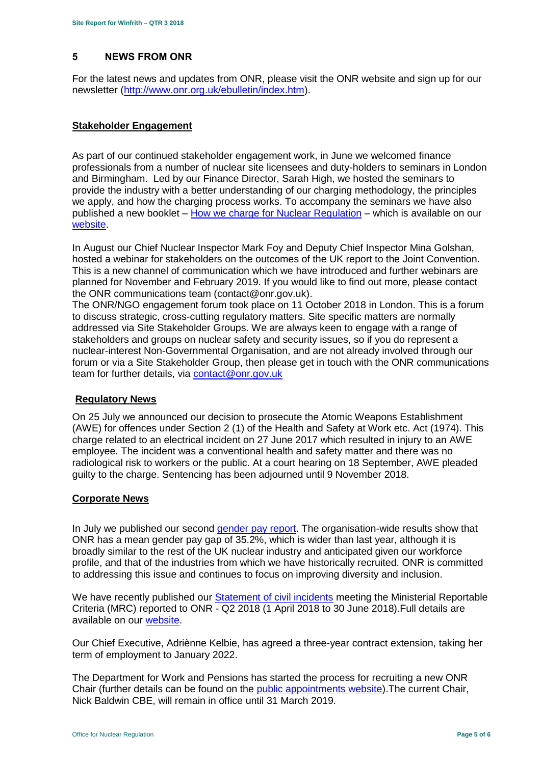## 5 NEWS FROM ONR

For the latest news and updates from ONR, please visit the ONR website and sign up for our newsletter (http://www.onr.org.uk/ebulletin/index.htm).

### Stakeholder Engagement

As part of our continued stakeholder engagement work, in June we welcomed finance professionals from a number of nuclear site licensees and duty-holders to seminars in London and Birmingham. Led by our Finance Director, Sarah High, we hosted the seminars to provide the industry with a better understanding of our charging methodology, the principles we apply, and how the charging process works. To accompany the seminars we have also published a new booklet – How we charge for Nuclear Regulation – which is available on our website.

In August our Chief Nuclear Inspector Mark Foy and Deputy Chief Inspector Mina Golshan, hosted a webinar for stakeholders on the outcomes of the UK report to the Joint Convention. This is a new channel of communication which we have introduced and further webinars are planned for November and February 2019. If you would like to find out more, please contact the ONR communications team (contact@onr.gov.uk).

The ONR/NGO engagement forum took place on 11 October 2018 in London. This is a forum to discuss strategic, cross-cutting regulatory matters. Site specific matters are normally addressed via Site Stakeholder Groups. We are always keen to engage with a range of stakeholders and groups on nuclear safety and security issues, so if you do represent a nuclear-interest Non-Governmental Organisation, and are not already involved through our forum or via a Site Stakeholder Group, then please get in touch with the ONR communications team for further details, via contact@onr.gov.uk

### Regulatory News

On 25 July we announced our decision to prosecute the Atomic Weapons Establishment (AWE) for offences under Section 2 (1) of the Health and Safety at Work etc. Act (1974). This charge related to an electrical incident on 27 June 2017 which resulted in injury to an AWE employee. The incident was a conventional health and safety matter and there was no radiological risk to workers or the public. At a court hearing on 18 September, AWE pleaded guilty to the charge. Sentencing has been adjourned until 9 November 2018.

### Corporate News

In July we published our second gender pay report. The organisation-wide results show that ONR has a mean gender pay gap of 35.2%, which is wider than last year, although it is broadly similar to the rest of the UK nuclear industry and anticipated given our workforce profile, and that of the industries from which we have historically recruited. ONR is committed to addressing this issue and continues to focus on improving diversity and inclusion.

We have recently published our Statement of civil incidents meeting the Ministerial Reportable Criteria (MRC) reported to ONR - Q2 2018 (1 April 2018 to 30 June 2018).Full details are available on our website.

Our Chief Executive, Adriènne Kelbie, has agreed a three-year contract extension, taking her term of employment to January 2022.

The Department for Work and Pensions has started the process for recruiting a new ONR Chair (further details can be found on the public appointments website).The current Chair, Nick Baldwin CBE, will remain in office until 31 March 2019.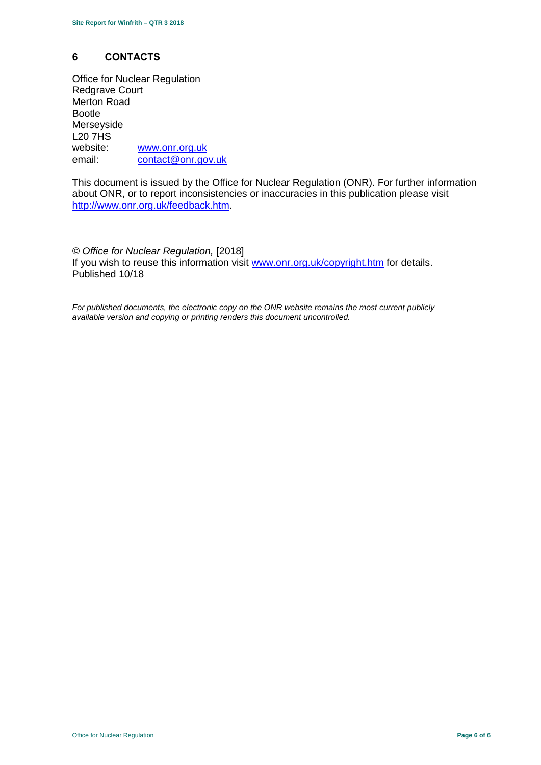## 6 CONTACTS

Office for Nuclear Regulation
Redgrave Court
Merton Road
Bootle
Merseyside
L20 7HS
website: www.onr.org.uk
email: contact@onr.gov.uk

This document is issued by the Office for Nuclear Regulation (ONR). For further information about ONR, or to report inconsistencies or inaccuracies in this publication please visit http://www.onr.org.uk/feedback.htm.

© *Office for Nuclear Regulation,* [2018]
If you wish to reuse this information visit www.onr.org.uk/copyright.htm for details.
Published 10/18

*For published documents, the electronic copy on the ONR website remains the most current publicly available version and copying or printing renders this document uncontrolled.*